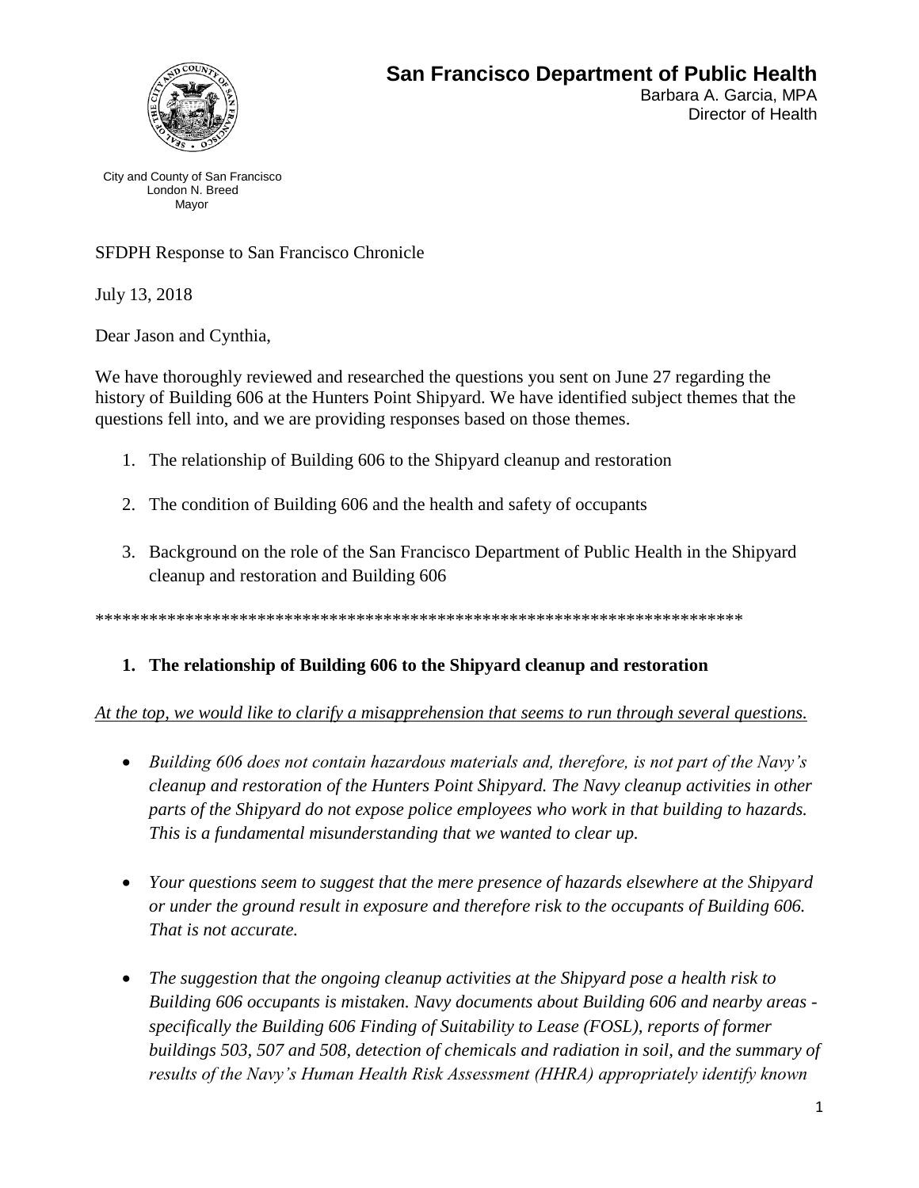# San Francisco Department of Public Health

Barbara A. Garcia, MPA
Director of Health

City and County of San Francisco
London N. Breed
Mayor

SFDPH Response to San Francisco Chronicle

July 13, 2018

Dear Jason and Cynthia,

We have thoroughly reviewed and researched the questions you sent on June 27 regarding the history of Building 606 at the Hunters Point Shipyard. We have identified subject themes that the questions fell into, and we are providing responses based on those themes.

1. The relationship of Building 606 to the Shipyard cleanup and restoration
2. The condition of Building 606 and the health and safety of occupants
3. Background on the role of the San Francisco Department of Public Health in the Shipyard cleanup and restoration and Building 606

***************************************************************************

## 1. The relationship of Building 606 to the Shipyard cleanup and restoration

*At the top, we would like to clarify a misapprehension that seems to run through several questions.*

- *Building 606 does not contain hazardous materials and, therefore, is not part of the Navy's cleanup and restoration of the Hunters Point Shipyard. The Navy cleanup activities in other parts of the Shipyard do not expose police employees who work in that building to hazards. This is a fundamental misunderstanding that we wanted to clear up.*
- *Your questions seem to suggest that the mere presence of hazards elsewhere at the Shipyard or under the ground result in exposure and therefore risk to the occupants of Building 606. That is not accurate.*
- *The suggestion that the ongoing cleanup activities at the Shipyard pose a health risk to Building 606 occupants is mistaken. Navy documents about Building 606 and nearby areas - specifically the Building 606 Finding of Suitability to Lease (FOSL), reports of former buildings 503, 507 and 508, detection of chemicals and radiation in soil, and the summary of results of the Navy's Human Health Risk Assessment (HHRA) appropriately identify known*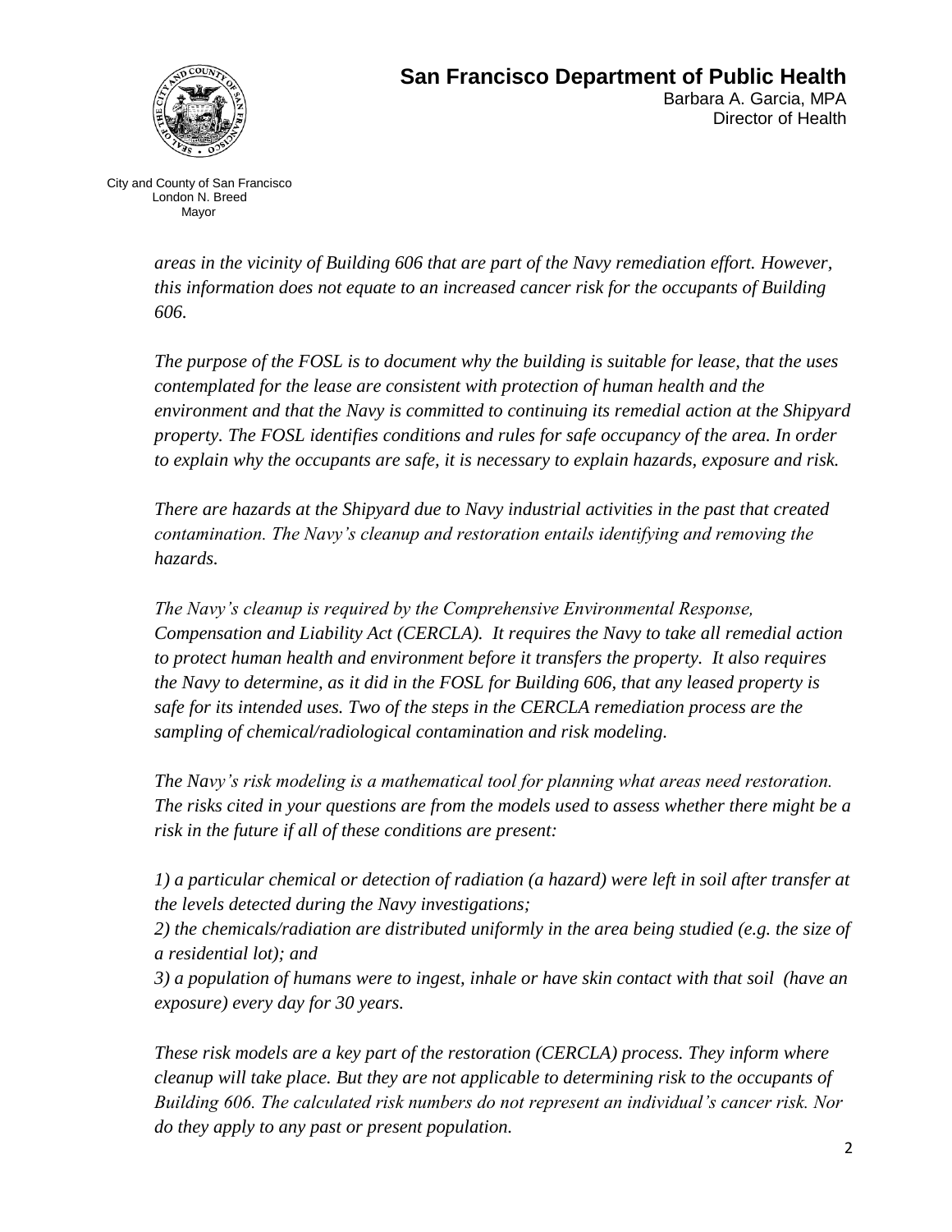**San Francisco Department of Public Health**
Barbara A. Garcia, MPA
Director of Health

City and County of San Francisco
London N. Breed
Mayor

*areas in the vicinity of Building 606 that are part of the Navy remediation effort. However, this information does not equate to an increased cancer risk for the occupants of Building 606.*

*The purpose of the FOSL is to document why the building is suitable for lease, that the uses contemplated for the lease are consistent with protection of human health and the environment and that the Navy is committed to continuing its remedial action at the Shipyard property. The FOSL identifies conditions and rules for safe occupancy of the area. In order to explain why the occupants are safe, it is necessary to explain hazards, exposure and risk.*

*There are hazards at the Shipyard due to Navy industrial activities in the past that created contamination. The Navy's cleanup and restoration entails identifying and removing the hazards.*

*The Navy's cleanup is required by the Comprehensive Environmental Response, Compensation and Liability Act (CERCLA). It requires the Navy to take all remedial action to protect human health and environment before it transfers the property. It also requires the Navy to determine, as it did in the FOSL for Building 606, that any leased property is safe for its intended uses. Two of the steps in the CERCLA remediation process are the sampling of chemical/radiological contamination and risk modeling.*

*The Navy's risk modeling is a mathematical tool for planning what areas need restoration. The risks cited in your questions are from the models used to assess whether there might be a risk in the future if all of these conditions are present:*

*1) a particular chemical or detection of radiation (a hazard) were left in soil after transfer at the levels detected during the Navy investigations;*
*2) the chemicals/radiation are distributed uniformly in the area being studied (e.g. the size of a residential lot); and*
*3) a population of humans were to ingest, inhale or have skin contact with that soil (have an exposure) every day for 30 years.*

*These risk models are a key part of the restoration (CERCLA) process. They inform where cleanup will take place. But they are not applicable to determining risk to the occupants of Building 606. The calculated risk numbers do not represent an individual's cancer risk. Nor do they apply to any past or present population.*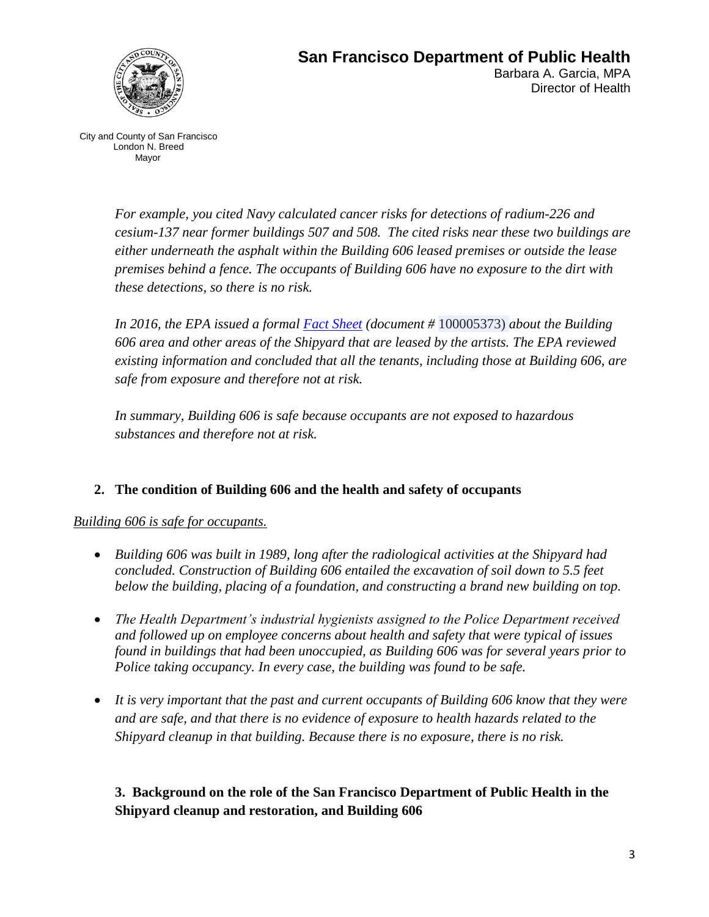*For example, you cited Navy calculated cancer risks for detections of radium-226 and cesium-137 near former buildings 507 and 508. The cited risks near these two buildings are either underneath the asphalt within the Building 606 leased premises or outside the lease premises behind a fence. The occupants of Building 606 have no exposure to the dirt with these detections, so there is no risk.*

*In 2016, the EPA issued a formal [Fact Sheet](#) (document #* 100005373) *about the Building 606 area and other areas of the Shipyard that are leased by the artists. The EPA reviewed existing information and concluded that all the tenants, including those at Building 606, are safe from exposure and therefore not at risk.*

*In summary, Building 606 is safe because occupants are not exposed to hazardous substances and therefore not at risk.*

## 2. The condition of Building 606 and the health and safety of occupants

*Building 606 is safe for occupants.*

- *Building 606 was built in 1989, long after the radiological activities at the Shipyard had concluded. Construction of Building 606 entailed the excavation of soil down to 5.5 feet below the building, placing of a foundation, and constructing a brand new building on top.*
- *The Health Department's industrial hygienists assigned to the Police Department received and followed up on employee concerns about health and safety that were typical of issues found in buildings that had been unoccupied, as Building 606 was for several years prior to Police taking occupancy. In every case, the building was found to be safe.*
- *It is very important that the past and current occupants of Building 606 know that they were and are safe, and that there is no evidence of exposure to health hazards related to the Shipyard cleanup in that building. Because there is no exposure, there is no risk.*

## 3. Background on the role of the San Francisco Department of Public Health in the Shipyard cleanup and restoration, and Building 606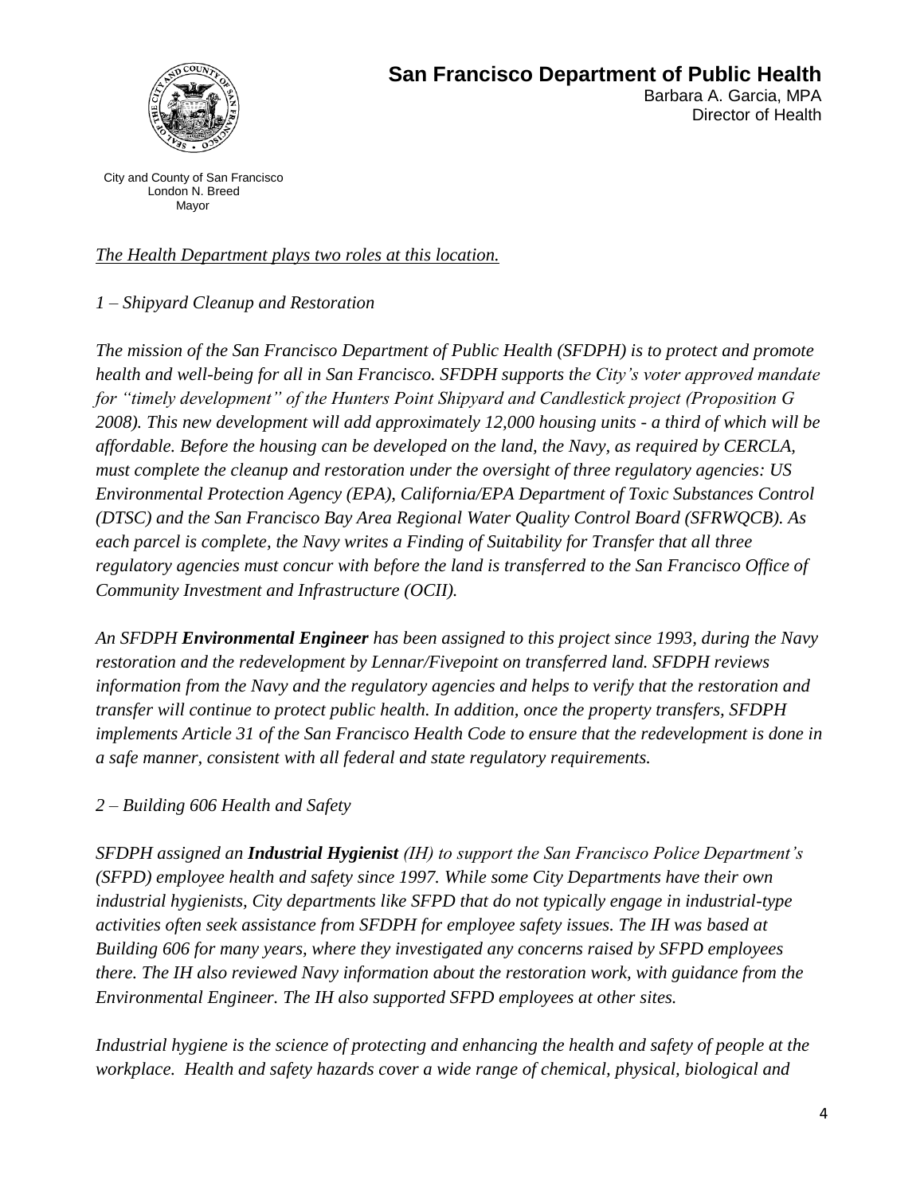**San Francisco Department of Public Health**

Barbara A. Garcia, MPA
Director of Health

City and County of San Francisco
London N. Breed
Mayor

*The Health Department plays two roles at this location.*

*1 – Shipyard Cleanup and Restoration*

*The mission of the San Francisco Department of Public Health (SFDPH) is to protect and promote health and well-being for all in San Francisco. SFDPH supports the City's voter approved mandate for "timely development" of the Hunters Point Shipyard and Candlestick project (Proposition G 2008). This new development will add approximately 12,000 housing units - a third of which will be affordable. Before the housing can be developed on the land, the Navy, as required by CERCLA, must complete the cleanup and restoration under the oversight of three regulatory agencies: US Environmental Protection Agency (EPA), California/EPA Department of Toxic Substances Control (DTSC) and the San Francisco Bay Area Regional Water Quality Control Board (SFRWQCB). As each parcel is complete, the Navy writes a Finding of Suitability for Transfer that all three regulatory agencies must concur with before the land is transferred to the San Francisco Office of Community Investment and Infrastructure (OCII).*

*An SFDPH **Environmental Engineer** has been assigned to this project since 1993, during the Navy restoration and the redevelopment by Lennar/Fivepoint on transferred land. SFDPH reviews information from the Navy and the regulatory agencies and helps to verify that the restoration and transfer will continue to protect public health. In addition, once the property transfers, SFDPH implements Article 31 of the San Francisco Health Code to ensure that the redevelopment is done in a safe manner, consistent with all federal and state regulatory requirements.*

*2 – Building 606 Health and Safety*

*SFDPH assigned an **Industrial Hygienist** (IH) to support the San Francisco Police Department's (SFPD) employee health and safety since 1997. While some City Departments have their own industrial hygienists, City departments like SFPD that do not typically engage in industrial-type activities often seek assistance from SFDPH for employee safety issues. The IH was based at Building 606 for many years, where they investigated any concerns raised by SFPD employees there. The IH also reviewed Navy information about the restoration work, with guidance from the Environmental Engineer. The IH also supported SFPD employees at other sites.*

*Industrial hygiene is the science of protecting and enhancing the health and safety of people at the workplace. Health and safety hazards cover a wide range of chemical, physical, biological and*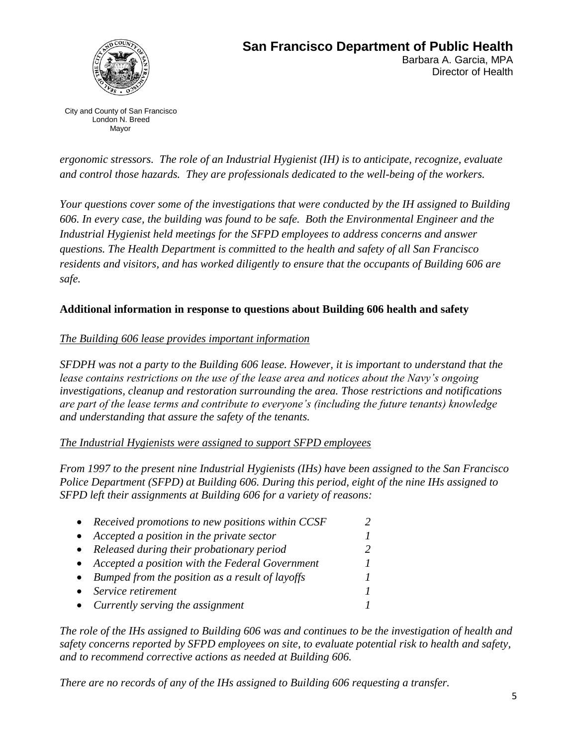*ergonomic stressors. The role of an Industrial Hygienist (IH) is to anticipate, recognize, evaluate and control those hazards. They are professionals dedicated to the well-being of the workers.*

*Your questions cover some of the investigations that were conducted by the IH assigned to Building 606. In every case, the building was found to be safe. Both the Environmental Engineer and the Industrial Hygienist held meetings for the SFPD employees to address concerns and answer questions. The Health Department is committed to the health and safety of all San Francisco residents and visitors, and has worked diligently to ensure that the occupants of Building 606 are safe.*

**Additional information in response to questions about Building 606 health and safety**

*The Building 606 lease provides important information*

*SFDPH was not a party to the Building 606 lease. However, it is important to understand that the lease contains restrictions on the use of the lease area and notices about the Navy's ongoing investigations, cleanup and restoration surrounding the area. Those restrictions and notifications are part of the lease terms and contribute to everyone's (including the future tenants) knowledge and understanding that assure the safety of the tenants.*

*The Industrial Hygienists were assigned to support SFPD employees*

*From 1997 to the present nine Industrial Hygienists (IHs) have been assigned to the San Francisco Police Department (SFPD) at Building 606. During this period, eight of the nine IHs assigned to SFPD left their assignments at Building 606 for a variety of reasons:*

- *Received promotions to new positions within CCSF* — *2*
- *Accepted a position in the private sector* — *1*
- *Released during their probationary period* — *2*
- *Accepted a position with the Federal Government* — *1*
- *Bumped from the position as a result of layoffs* — *1*
- *Service retirement* — *1*
- *Currently serving the assignment* — *1*

*The role of the IHs assigned to Building 606 was and continues to be the investigation of health and safety concerns reported by SFPD employees on site, to evaluate potential risk to health and safety, and to recommend corrective actions as needed at Building 606.*

*There are no records of any of the IHs assigned to Building 606 requesting a transfer.*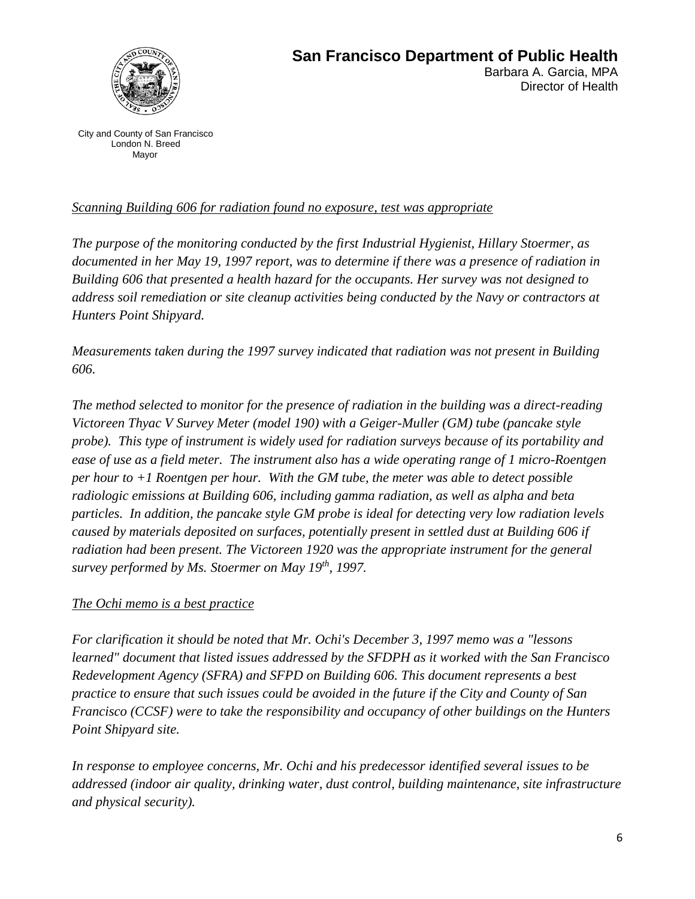**San Francisco Department of Public Health**
Barbara A. Garcia, MPA
Director of Health

City and County of San Francisco
London N. Breed
Mayor

_Scanning Building 606 for radiation found no exposure, test was appropriate_

*The purpose of the monitoring conducted by the first Industrial Hygienist, Hillary Stoermer, as documented in her May 19, 1997 report, was to determine if there was a presence of radiation in Building 606 that presented a health hazard for the occupants. Her survey was not designed to address soil remediation or site cleanup activities being conducted by the Navy or contractors at Hunters Point Shipyard.*

*Measurements taken during the 1997 survey indicated that radiation was not present in Building 606.*

*The method selected to monitor for the presence of radiation in the building was a direct-reading Victoreen Thyac V Survey Meter (model 190) with a Geiger-Muller (GM) tube (pancake style probe). This type of instrument is widely used for radiation surveys because of its portability and ease of use as a field meter. The instrument also has a wide operating range of 1 micro-Roentgen per hour to +1 Roentgen per hour. With the GM tube, the meter was able to detect possible radiologic emissions at Building 606, including gamma radiation, as well as alpha and beta particles. In addition, the pancake style GM probe is ideal for detecting very low radiation levels caused by materials deposited on surfaces, potentially present in settled dust at Building 606 if radiation had been present. The Victoreen 1920 was the appropriate instrument for the general survey performed by Ms. Stoermer on May 19th, 1997.*

_The Ochi memo is a best practice_

*For clarification it should be noted that Mr. Ochi's December 3, 1997 memo was a "lessons learned" document that listed issues addressed by the SFDPH as it worked with the San Francisco Redevelopment Agency (SFRA) and SFPD on Building 606. This document represents a best practice to ensure that such issues could be avoided in the future if the City and County of San Francisco (CCSF) were to take the responsibility and occupancy of other buildings on the Hunters Point Shipyard site.*

*In response to employee concerns, Mr. Ochi and his predecessor identified several issues to be addressed (indoor air quality, drinking water, dust control, building maintenance, site infrastructure and physical security).*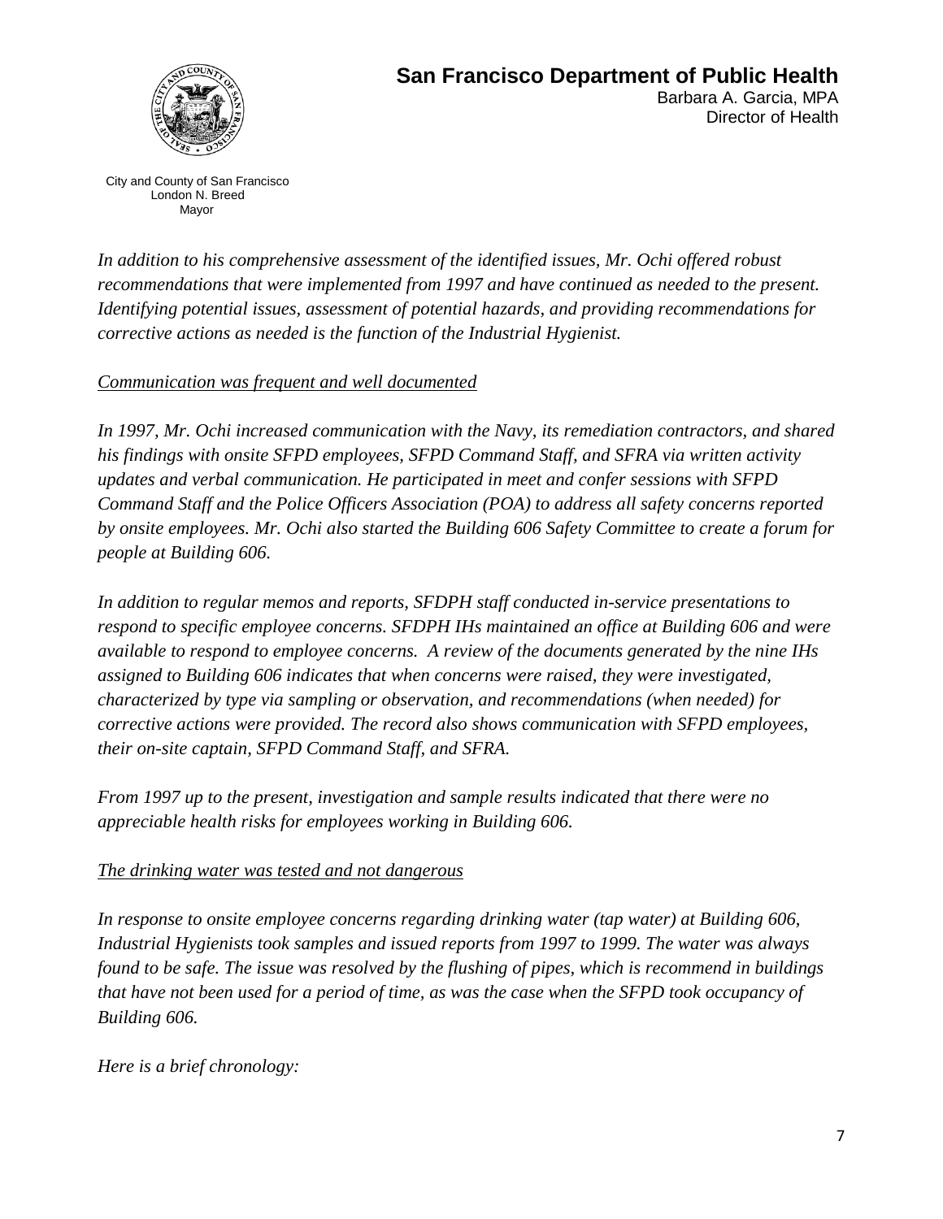*In addition to his comprehensive assessment of the identified issues, Mr. Ochi offered robust recommendations that were implemented from 1997 and have continued as needed to the present. Identifying potential issues, assessment of potential hazards, and providing recommendations for corrective actions as needed is the function of the Industrial Hygienist.*

*Communication was frequent and well documented*

*In 1997, Mr. Ochi increased communication with the Navy, its remediation contractors, and shared his findings with onsite SFPD employees, SFPD Command Staff, and SFRA via written activity updates and verbal communication. He participated in meet and confer sessions with SFPD Command Staff and the Police Officers Association (POA) to address all safety concerns reported by onsite employees. Mr. Ochi also started the Building 606 Safety Committee to create a forum for people at Building 606.*

*In addition to regular memos and reports, SFDPH staff conducted in-service presentations to respond to specific employee concerns. SFDPH IHs maintained an office at Building 606 and were available to respond to employee concerns. A review of the documents generated by the nine IHs assigned to Building 606 indicates that when concerns were raised, they were investigated, characterized by type via sampling or observation, and recommendations (when needed) for corrective actions were provided. The record also shows communication with SFPD employees, their on-site captain, SFPD Command Staff, and SFRA.*

*From 1997 up to the present, investigation and sample results indicated that there were no appreciable health risks for employees working in Building 606.*

*The drinking water was tested and not dangerous*

*In response to onsite employee concerns regarding drinking water (tap water) at Building 606, Industrial Hygienists took samples and issued reports from 1997 to 1999. The water was always found to be safe. The issue was resolved by the flushing of pipes, which is recommend in buildings that have not been used for a period of time, as was the case when the SFPD took occupancy of Building 606.*

*Here is a brief chronology:*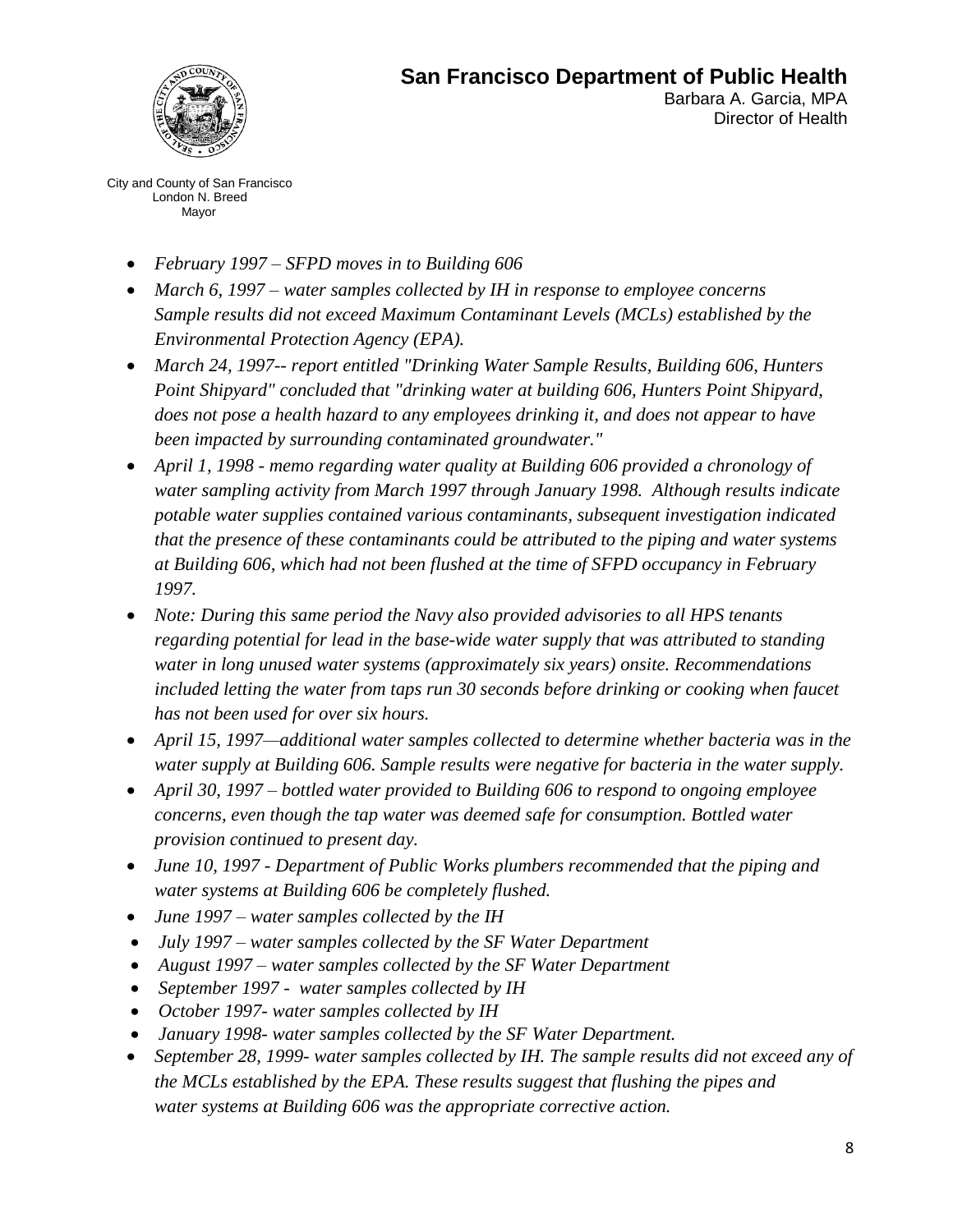- *February 1997 – SFPD moves in to Building 606*
- *March 6, 1997 – water samples collected by IH in response to employee concerns Sample results did not exceed Maximum Contaminant Levels (MCLs) established by the Environmental Protection Agency (EPA).*
- *March 24, 1997-- report entitled "Drinking Water Sample Results, Building 606, Hunters Point Shipyard" concluded that "drinking water at building 606, Hunters Point Shipyard, does not pose a health hazard to any employees drinking it, and does not appear to have been impacted by surrounding contaminated groundwater."*
- *April 1, 1998 - memo regarding water quality at Building 606 provided a chronology of water sampling activity from March 1997 through January 1998. Although results indicate potable water supplies contained various contaminants, subsequent investigation indicated that the presence of these contaminants could be attributed to the piping and water systems at Building 606, which had not been flushed at the time of SFPD occupancy in February 1997.*
- *Note: During this same period the Navy also provided advisories to all HPS tenants regarding potential for lead in the base-wide water supply that was attributed to standing water in long unused water systems (approximately six years) onsite. Recommendations included letting the water from taps run 30 seconds before drinking or cooking when faucet has not been used for over six hours.*
- *April 15, 1997—additional water samples collected to determine whether bacteria was in the water supply at Building 606. Sample results were negative for bacteria in the water supply.*
- *April 30, 1997 – bottled water provided to Building 606 to respond to ongoing employee concerns, even though the tap water was deemed safe for consumption. Bottled water provision continued to present day.*
- *June 10, 1997 - Department of Public Works plumbers recommended that the piping and water systems at Building 606 be completely flushed.*
- *June 1997 – water samples collected by the IH*
- *July 1997 – water samples collected by the SF Water Department*
- *August 1997 – water samples collected by the SF Water Department*
- *September 1997 - water samples collected by IH*
- *October 1997- water samples collected by IH*
- *January 1998- water samples collected by the SF Water Department.*
- *September 28, 1999- water samples collected by IH. The sample results did not exceed any of the MCLs established by the EPA. These results suggest that flushing the pipes and water systems at Building 606 was the appropriate corrective action.*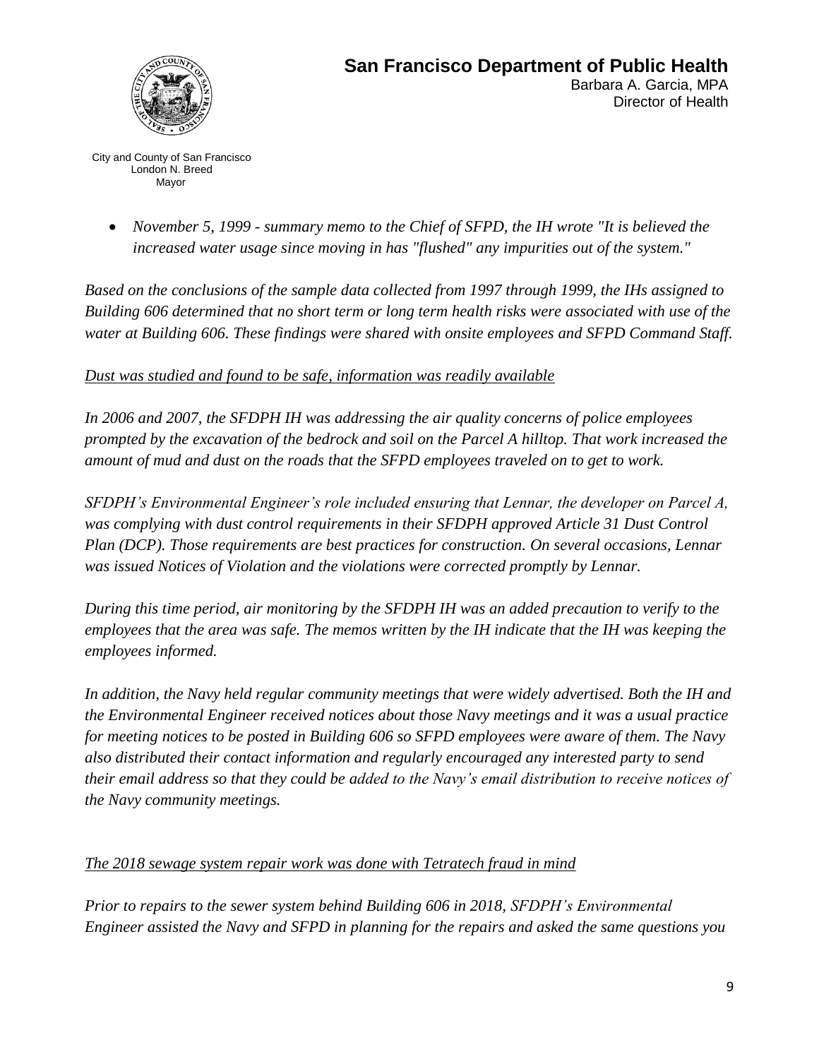- *November 5, 1999 - summary memo to the Chief of SFPD, the IH wrote "It is believed the increased water usage since moving in has "flushed" any impurities out of the system."*

*Based on the conclusions of the sample data collected from 1997 through 1999, the IHs assigned to Building 606 determined that no short term or long term health risks were associated with use of the water at Building 606. These findings were shared with onsite employees and SFPD Command Staff.*

*<u>Dust was studied and found to be safe, information was readily available</u>*

*In 2006 and 2007, the SFDPH IH was addressing the air quality concerns of police employees prompted by the excavation of the bedrock and soil on the Parcel A hilltop. That work increased the amount of mud and dust on the roads that the SFPD employees traveled on to get to work.*

*SFDPH's Environmental Engineer's role included ensuring that Lennar, the developer on Parcel A, was complying with dust control requirements in their SFDPH approved Article 31 Dust Control Plan (DCP). Those requirements are best practices for construction. On several occasions, Lennar was issued Notices of Violation and the violations were corrected promptly by Lennar.*

*During this time period, air monitoring by the SFDPH IH was an added precaution to verify to the employees that the area was safe. The memos written by the IH indicate that the IH was keeping the employees informed.*

*In addition, the Navy held regular community meetings that were widely advertised. Both the IH and the Environmental Engineer received notices about those Navy meetings and it was a usual practice for meeting notices to be posted in Building 606 so SFPD employees were aware of them. The Navy also distributed their contact information and regularly encouraged any interested party to send their email address so that they could be added to the Navy's email distribution to receive notices of the Navy community meetings.*

*<u>The 2018 sewage system repair work was done with Tetratech fraud in mind</u>*

*Prior to repairs to the sewer system behind Building 606 in 2018, SFDPH's Environmental Engineer assisted the Navy and SFPD in planning for the repairs and asked the same questions you*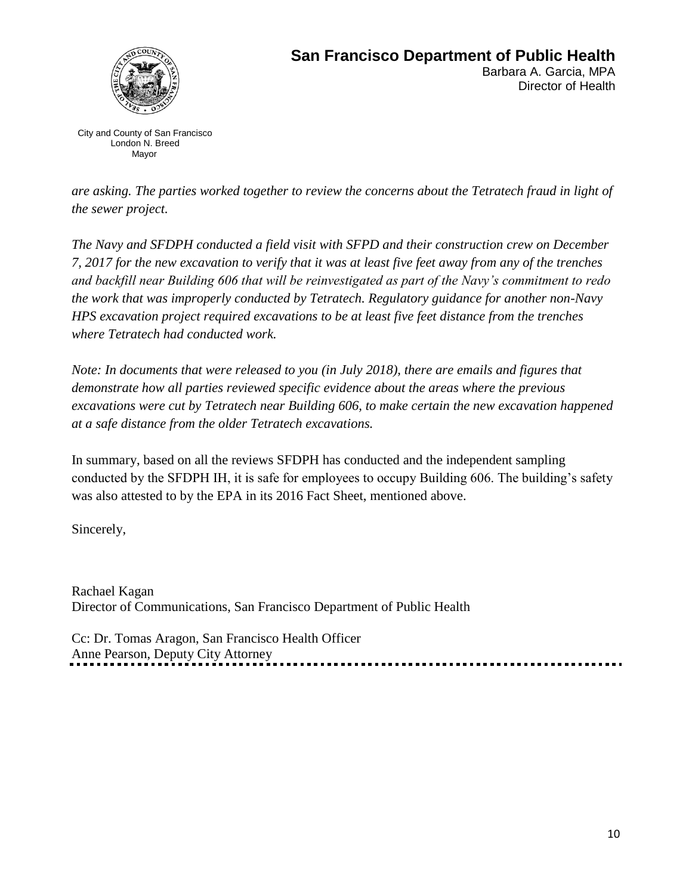**San Francisco Department of Public Health**
Barbara A. Garcia, MPA
Director of Health

City and County of San Francisco
London N. Breed
Mayor

*are asking. The parties worked together to review the concerns about the Tetratech fraud in light of the sewer project.*

*The Navy and SFDPH conducted a field visit with SFPD and their construction crew on December 7, 2017 for the new excavation to verify that it was at least five feet away from any of the trenches and backfill near Building 606 that will be reinvestigated as part of the Navy's commitment to redo the work that was improperly conducted by Tetratech. Regulatory guidance for another non-Navy HPS excavation project required excavations to be at least five feet distance from the trenches where Tetratech had conducted work.*

*Note: In documents that were released to you (in July 2018), there are emails and figures that demonstrate how all parties reviewed specific evidence about the areas where the previous excavations were cut by Tetratech near Building 606, to make certain the new excavation happened at a safe distance from the older Tetratech excavations.*

In summary, based on all the reviews SFDPH has conducted and the independent sampling conducted by the SFDPH IH, it is safe for employees to occupy Building 606. The building's safety was also attested to by the EPA in its 2016 Fact Sheet, mentioned above.

Sincerely,

Rachael Kagan
Director of Communications, San Francisco Department of Public Health

Cc: Dr. Tomas Aragon, San Francisco Health Officer
Anne Pearson, Deputy City Attorney